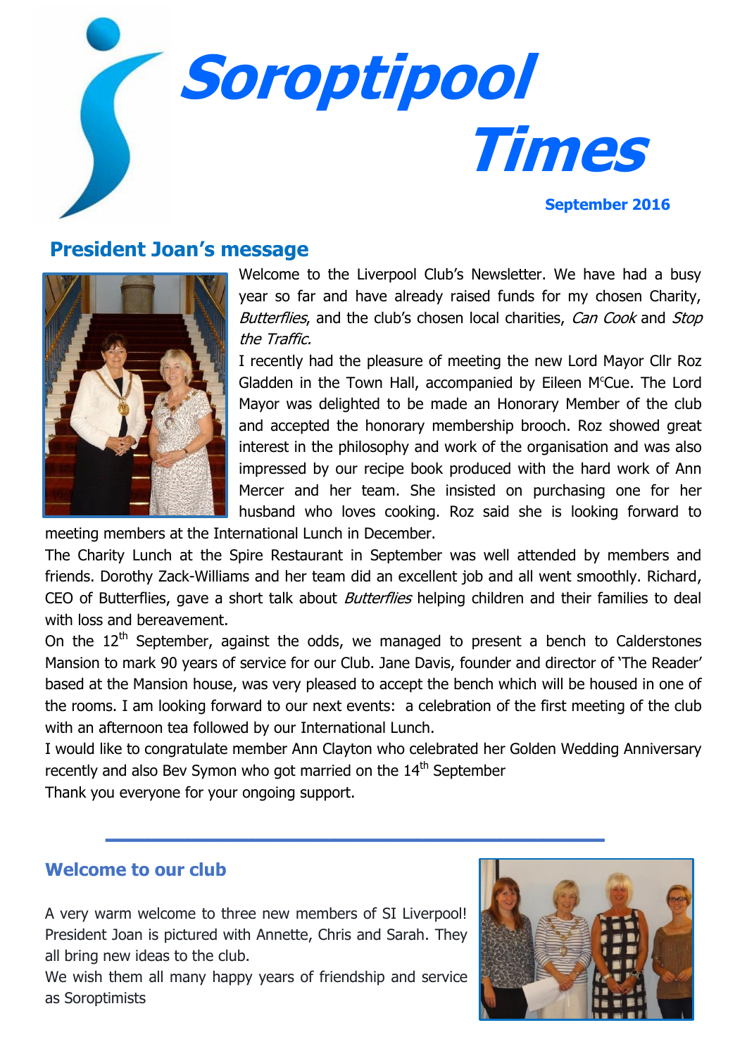# Soroptipool Times

**September 2016**

## President Joan's message

Welcome to the Liverpool Club's Newsletter. We have had a busy year so far and have already raised funds for my chosen Charity, *Butterflies*, and the club's chosen local charities, *Can Cook* and *Stop the Traffic.*

I recently had the pleasure of meeting the new Lord Mayor Cllr Roz Gladden in the Town Hall, accompanied by Eileen McCue. The Lord Mayor was delighted to be made an Honorary Member of the club and accepted the honorary membership brooch. Roz showed great interest in the philosophy and work of the organisation and was also impressed by our recipe book produced with the hard work of Ann Mercer and her team. She insisted on purchasing one for her husband who loves cooking. Roz said she is looking forward to meeting members at the International Lunch in December.

The Charity Lunch at the Spire Restaurant in September was well attended by members and friends. Dorothy Zack-Williams and her team did an excellent job and all went smoothly. Richard, CEO of Butterflies, gave a short talk about *Butterflies* helping children and their families to deal with loss and bereavement.

On the 12th September, against the odds, we managed to present a bench to Calderstones Mansion to mark 90 years of service for our Club. Jane Davis, founder and director of 'The Reader' based at the Mansion house, was very pleased to accept the bench which will be housed in one of the rooms. I am looking forward to our next events: a celebration of the first meeting of the club with an afternoon tea followed by our International Lunch.

I would like to congratulate member Ann Clayton who celebrated her Golden Wedding Anniversary recently and also Bev Symon who got married on the 14th September

Thank you everyone for your ongoing support.

---

## Welcome to our club

A very warm welcome to three new members of SI Liverpool! President Joan is pictured with Annette, Chris and Sarah. They all bring new ideas to the club.

We wish them all many happy years of friendship and service as Soroptimists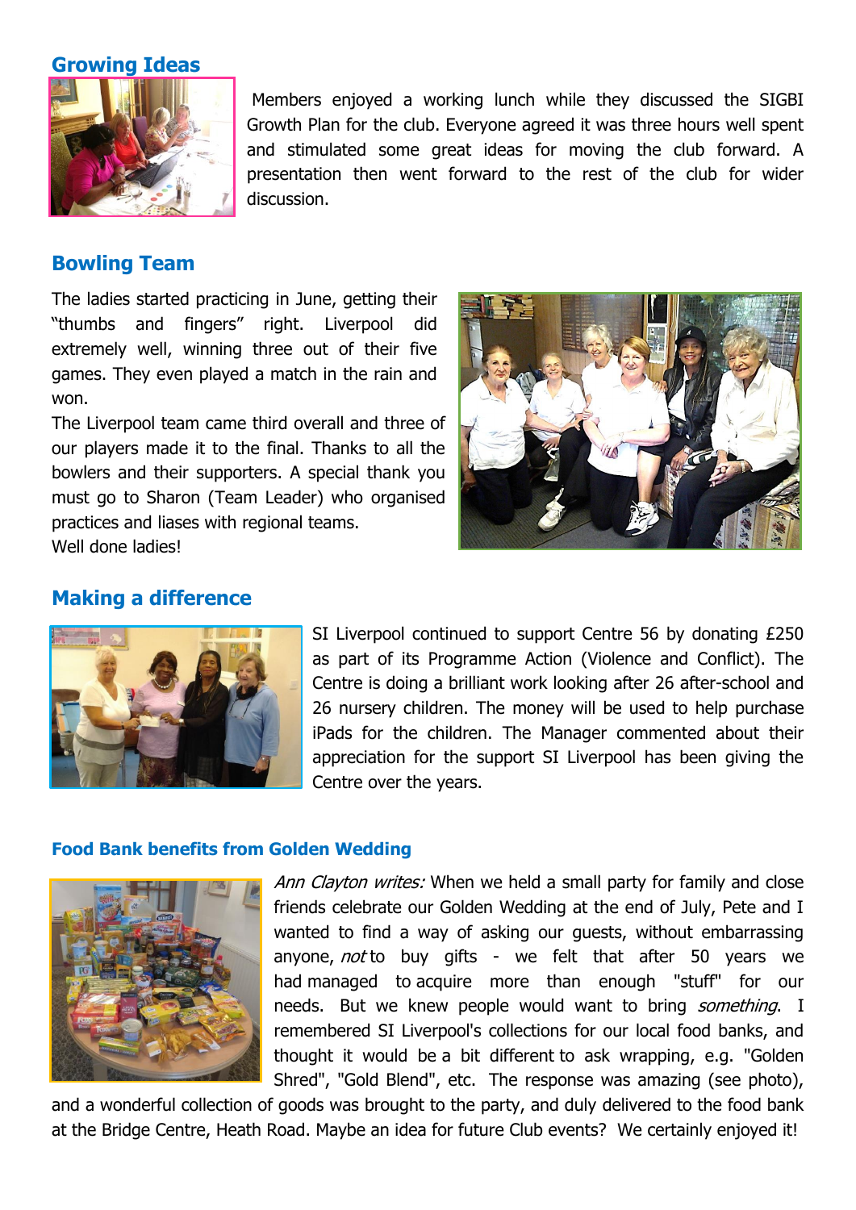## Growing Ideas

Members enjoyed a working lunch while they discussed the SIGBI Growth Plan for the club. Everyone agreed it was three hours well spent and stimulated some great ideas for moving the club forward. A presentation then went forward to the rest of the club for wider discussion.

## Bowling Team

The ladies started practicing in June, getting their "thumbs and fingers" right. Liverpool did extremely well, winning three out of their five games. They even played a match in the rain and won.

The Liverpool team came third overall and three of our players made it to the final. Thanks to all the bowlers and their supporters. A special thank you must go to Sharon (Team Leader) who organised practices and liases with regional teams.

Well done ladies!

## Making a difference

SI Liverpool continued to support Centre 56 by donating £250 as part of its Programme Action (Violence and Conflict). The Centre is doing a brilliant work looking after 26 after-school and 26 nursery children. The money will be used to help purchase iPads for the children. The Manager commented about their appreciation for the support SI Liverpool has been giving the Centre over the years.

### Food Bank benefits from Golden Wedding

*Ann Clayton writes:* When we held a small party for family and close friends celebrate our Golden Wedding at the end of July, Pete and I wanted to find a way of asking our guests, without embarrassing anyone, *not* to buy gifts - we felt that after 50 years we had managed to acquire more than enough "stuff" for our needs. But we knew people would want to bring *something*. I remembered SI Liverpool's collections for our local food banks, and thought it would be a bit different to ask wrapping, e.g. "Golden Shred", "Gold Blend", etc. The response was amazing (see photo), and a wonderful collection of goods was brought to the party, and duly delivered to the food bank at the Bridge Centre, Heath Road. Maybe an idea for future Club events? We certainly enjoyed it!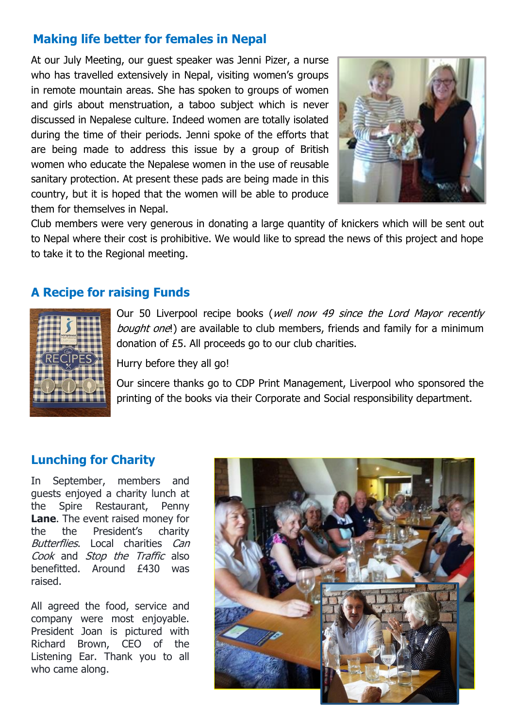## Making life better for females in Nepal

At our July Meeting, our guest speaker was Jenni Pizer, a nurse who has travelled extensively in Nepal, visiting women's groups in remote mountain areas. She has spoken to groups of women and girls about menstruation, a taboo subject which is never discussed in Nepalese culture. Indeed women are totally isolated during the time of their periods. Jenni spoke of the efforts that are being made to address this issue by a group of British women who educate the Nepalese women in the use of reusable sanitary protection. At present these pads are being made in this country, but it is hoped that the women will be able to produce them for themselves in Nepal.

Club members were very generous in donating a large quantity of knickers which will be sent out to Nepal where their cost is prohibitive. We would like to spread the news of this project and hope to take it to the Regional meeting.

## A Recipe for raising Funds

Our 50 Liverpool recipe books (*well now 49 since the Lord Mayor recently bought one*!) are available to club members, friends and family for a minimum donation of £5. All proceeds go to our club charities.

Hurry before they all go!

Our sincere thanks go to CDP Print Management, Liverpool who sponsored the printing of the books via their Corporate and Social responsibility department.

## Lunching for Charity

In September, members and guests enjoyed a charity lunch at the Spire Restaurant, Penny **Lane**. The event raised money for the the President's charity *Butterflies*. Local charities *Can Cook* and *Stop the Traffic* also benefitted. Around £430 was raised.

All agreed the food, service and company were most enjoyable. President Joan is pictured with Richard Brown, CEO of the Listening Ear. Thank you to all who came along.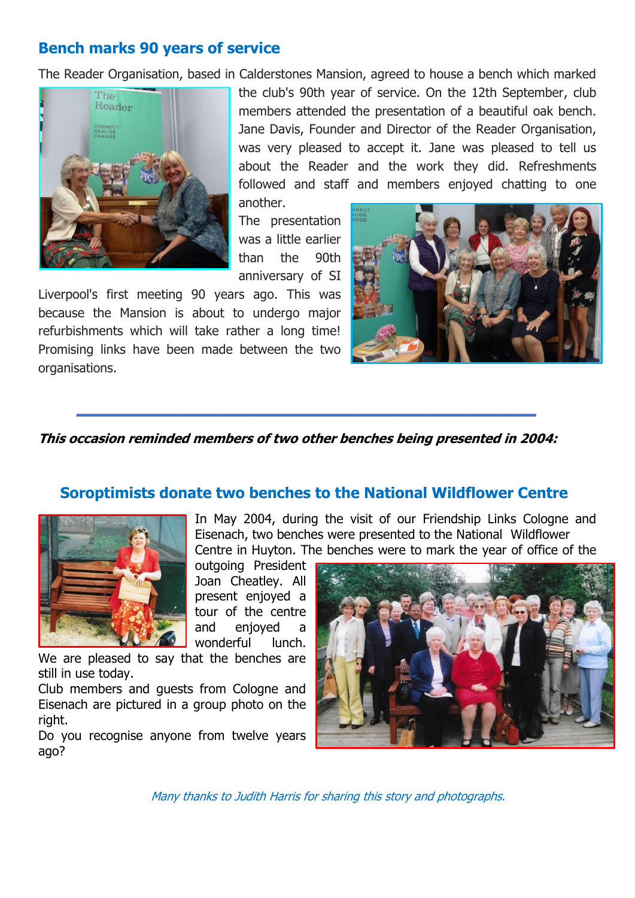## Bench marks 90 years of service

The Reader Organisation, based in Calderstones Mansion, agreed to house a bench which marked the club's 90th year of service. On the 12th September, club members attended the presentation of a beautiful oak bench. Jane Davis, Founder and Director of the Reader Organisation, was very pleased to accept it. Jane was pleased to tell us about the Reader and the work they did. Refreshments followed and staff and members enjoyed chatting to one another.

The presentation was a little earlier than the 90th anniversary of SI Liverpool's first meeting 90 years ago. This was because the Mansion is about to undergo major refurbishments which will take rather a long time! Promising links have been made between the two organisations.

---

***This occasion reminded members of two other benches being presented in 2004:***

## Soroptimists donate two benches to the National Wildflower Centre

In May 2004, during the visit of our Friendship Links Cologne and Eisenach, two benches were presented to the National Wildflower Centre in Huyton. The benches were to mark the year of office of the outgoing President Joan Cheatley. All present enjoyed a tour of the centre and enjoyed a wonderful lunch. We are pleased to say that the benches are still in use today.

Club members and guests from Cologne and Eisenach are pictured in a group photo on the right.

Do you recognise anyone from twelve years ago?

*Many thanks to Judith Harris for sharing this story and photographs.*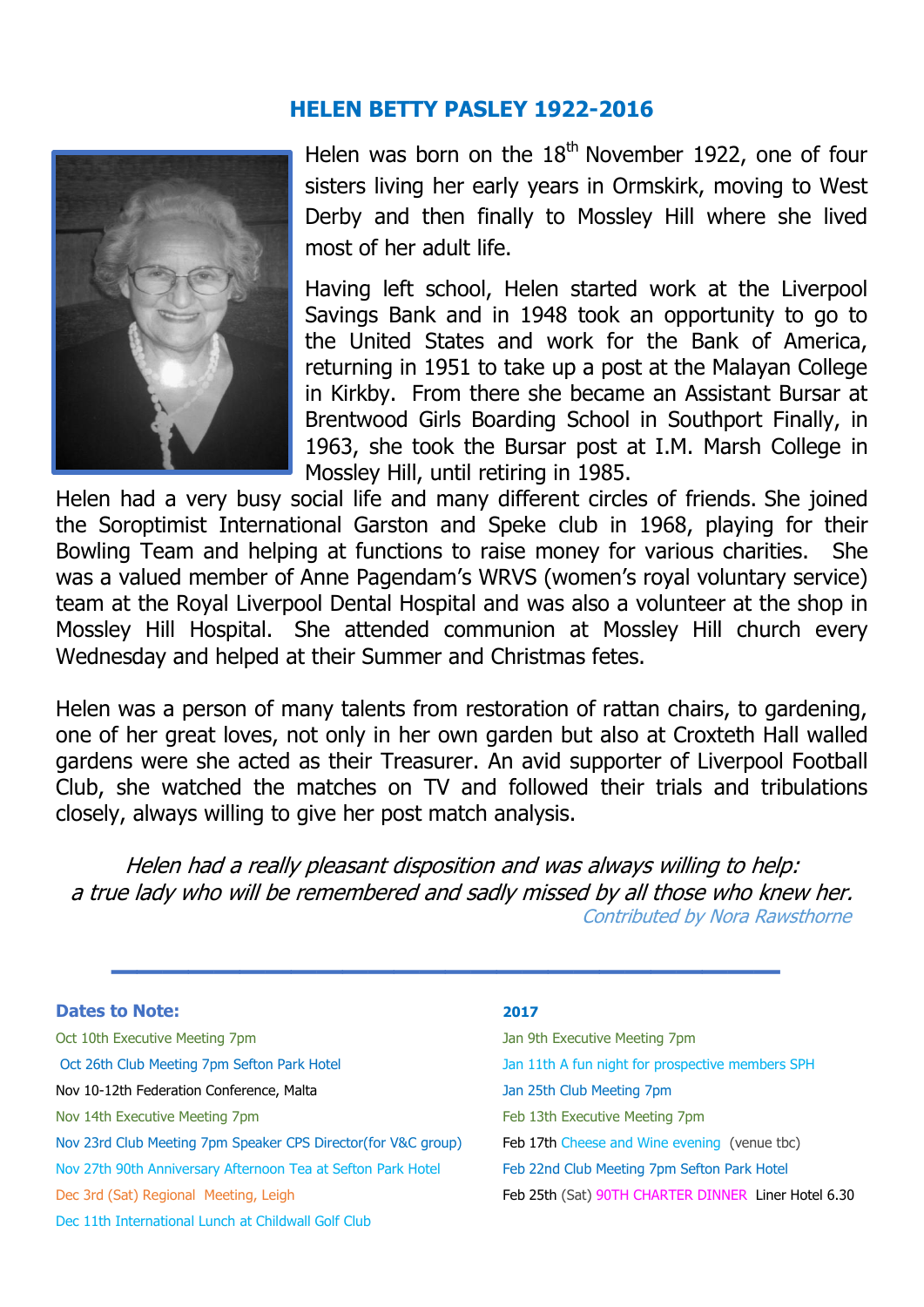## HELEN BETTY PASLEY 1922-2016

Helen was born on the 18th November 1922, one of four sisters living her early years in Ormskirk, moving to West Derby and then finally to Mossley Hill where she lived most of her adult life.

Having left school, Helen started work at the Liverpool Savings Bank and in 1948 took an opportunity to go to the United States and work for the Bank of America, returning in 1951 to take up a post at the Malayan College in Kirkby. From there she became an Assistant Bursar at Brentwood Girls Boarding School in Southport Finally, in 1963, she took the Bursar post at I.M. Marsh College in Mossley Hill, until retiring in 1985.

Helen had a very busy social life and many different circles of friends. She joined the Soroptimist International Garston and Speke club in 1968, playing for their Bowling Team and helping at functions to raise money for various charities. She was a valued member of Anne Pagendam's WRVS (women's royal voluntary service) team at the Royal Liverpool Dental Hospital and was also a volunteer at the shop in Mossley Hill Hospital. She attended communion at Mossley Hill church every Wednesday and helped at their Summer and Christmas fetes.

Helen was a person of many talents from restoration of rattan chairs, to gardening, one of her great loves, not only in her own garden but also at Croxteth Hall walled gardens were she acted as their Treasurer. An avid supporter of Liverpool Football Club, she watched the matches on TV and followed their trials and tribulations closely, always willing to give her post match analysis.

*Helen had a really pleasant disposition and was always willing to help: a true lady who will be remembered and sadly missed by all those who knew her.*

*Contributed by Nora Rawsthorne*

---

**Dates to Note:**

Oct 10th Executive Meeting 7pm

Oct 26th Club Meeting 7pm Sefton Park Hotel

Nov 10-12th Federation Conference, Malta

Nov 14th Executive Meeting 7pm

Nov 23rd Club Meeting 7pm Speaker CPS Director(for V&C group)

Nov 27th 90th Anniversary Afternoon Tea at Sefton Park Hotel

Dec 3rd (Sat) Regional Meeting, Leigh

Dec 11th International Lunch at Childwall Golf Club

**2017**

Jan 9th Executive Meeting 7pm

Jan 11th A fun night for prospective members SPH

Jan 25th Club Meeting 7pm

Feb 13th Executive Meeting 7pm

Feb 17th Cheese and Wine evening (venue tbc)

Feb 22nd Club Meeting 7pm Sefton Park Hotel

Feb 25th (Sat) 90TH CHARTER DINNER Liner Hotel 6.30